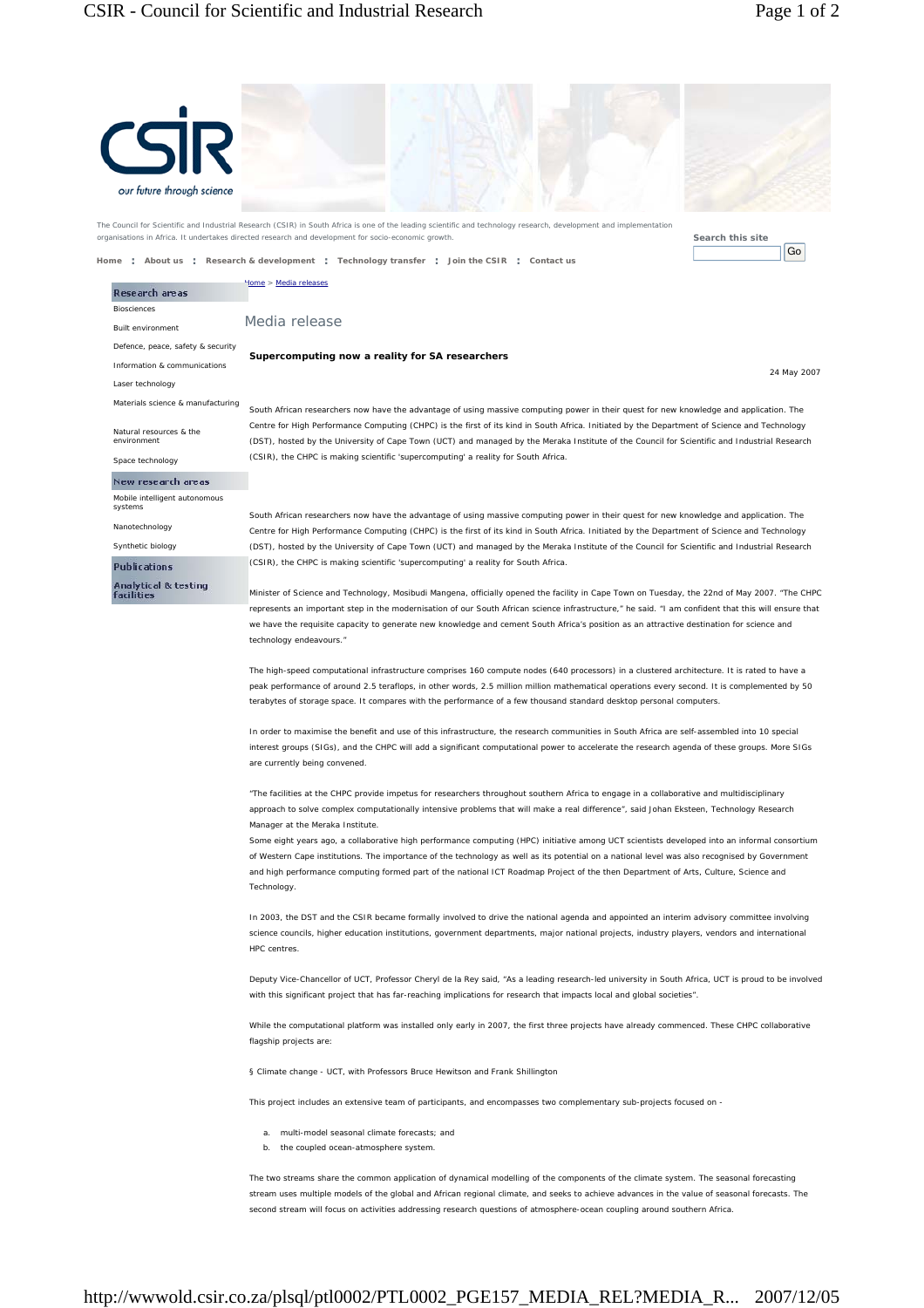CSIR
our future through science

The Council for Scientific and Industrial Research (CSIR) in South Africa is one of the leading scientific and technology research, development and implementation organisations in Africa. It undertakes directed research and development for socio-economic growth.

Home : About us : Research & development : Technology transfer : Join the CSIR : Contact us

Search this site
Go

**Research areas**

- Biosciences
- Built environment
- Defence, peace, safety & security
- Information & communications
- Laser technology
- Materials science & manufacturing
- Natural resources & the environment
- Space technology

**New research areas**

- Mobile intelligent autonomous systems
- Nanotechnology
- Synthetic biology

**Publications**

**Analytical & testing facilities**

Home > Media releases

## Media release

**Supercomputing now a reality for SA researchers**

24 May 2007

South African researchers now have the advantage of using massive computing power in their quest for new knowledge and application. The Centre for High Performance Computing (CHPC) is the first of its kind in South Africa. Initiated by the Department of Science and Technology (DST), hosted by the University of Cape Town (UCT) and managed by the Meraka Institute of the Council for Scientific and Industrial Research (CSIR), the CHPC is making scientific 'supercomputing' a reality for South Africa.

South African researchers now have the advantage of using massive computing power in their quest for new knowledge and application. The Centre for High Performance Computing (CHPC) is the first of its kind in South Africa. Initiated by the Department of Science and Technology (DST), hosted by the University of Cape Town (UCT) and managed by the Meraka Institute of the Council for Scientific and Industrial Research (CSIR), the CHPC is making scientific 'supercomputing' a reality for South Africa.

Minister of Science and Technology, Mosibudi Mangena, officially opened the facility in Cape Town on Tuesday, the 22nd of May 2007. "The CHPC represents an important step in the modernisation of our South African science infrastructure," he said. "I am confident that this will ensure that we have the requisite capacity to generate new knowledge and cement South Africa's position as an attractive destination for science and technology endeavours."

The high-speed computational infrastructure comprises 160 compute nodes (640 processors) in a clustered architecture. It is rated to have a peak performance of around 2.5 teraflops, in other words, 2.5 million million mathematical operations every second. It is complemented by 50 terabytes of storage space. It compares with the performance of a few thousand standard desktop personal computers.

In order to maximise the benefit and use of this infrastructure, the research communities in South Africa are self-assembled into 10 special interest groups (SIGs), and the CHPC will add a significant computational power to accelerate the research agenda of these groups. More SIGs are currently being convened.

"The facilities at the CHPC provide impetus for researchers throughout southern Africa to engage in a collaborative and multidisciplinary approach to solve complex computationally intensive problems that will make a real difference", said Johan Eksteen, Technology Research Manager at the Meraka Institute.

Some eight years ago, a collaborative high performance computing (HPC) initiative among UCT scientists developed into an informal consortium of Western Cape institutions. The importance of the technology as well as its potential on a national level was also recognised by Government and high performance computing formed part of the national ICT Roadmap Project of the then Department of Arts, Culture, Science and Technology.

In 2003, the DST and the CSIR became formally involved to drive the national agenda and appointed an interim advisory committee involving science councils, higher education institutions, government departments, major national projects, industry players, vendors and international HPC centres.

Deputy Vice-Chancellor of UCT, Professor Cheryl de la Rey said, "As a leading research-led university in South Africa, UCT is proud to be involved with this significant project that has far-reaching implications for research that impacts local and global societies".

While the computational platform was installed only early in 2007, the first three projects have already commenced. These CHPC collaborative flagship projects are:

§ Climate change - UCT, with Professors Bruce Hewitson and Frank Shillington

This project includes an extensive team of participants, and encompasses two complementary sub-projects focused on -

a. multi-model seasonal climate forecasts; and
b. the coupled ocean-atmosphere system.

The two streams share the common application of dynamical modelling of the components of the climate system. The seasonal forecasting stream uses multiple models of the global and African regional climate, and seeks to achieve advances in the value of seasonal forecasts. The second stream will focus on activities addressing research questions of atmosphere-ocean coupling around southern Africa.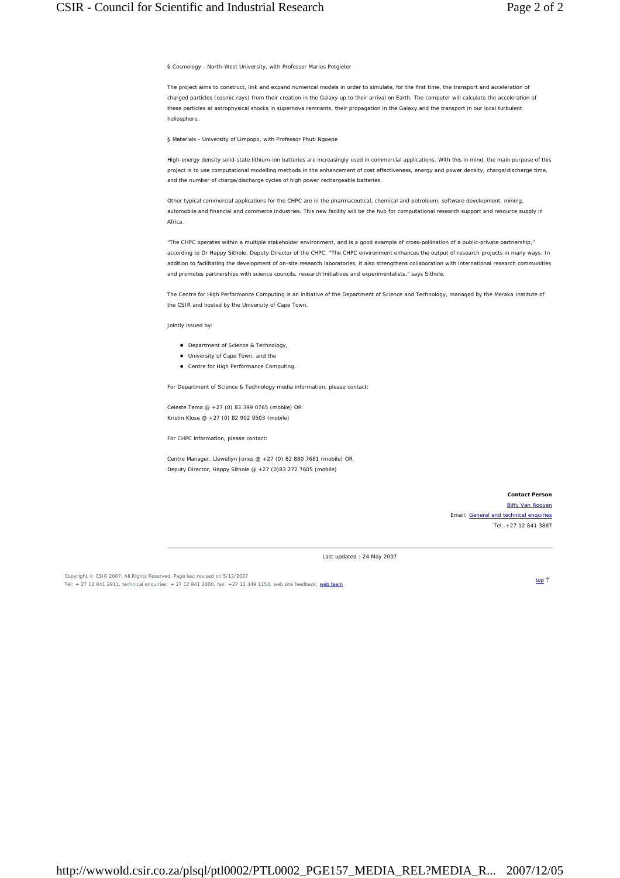§ Cosmology - North-West University, with Professor Marius Potgieter

The project aims to construct, link and expand numerical models in order to simulate, for the first time, the transport and acceleration of charged particles (cosmic rays) from their creation in the Galaxy up to their arrival on Earth. The computer will calculate the acceleration of these particles at astrophysical shocks in supernova remnants, their propagation in the Galaxy and the transport in our local turbulent heliosphere.

§ Materials - University of Limpopo, with Professor Phuti Ngoepe

High-energy density solid-state lithium-ion batteries are increasingly used in commercial applications. With this in mind, the main purpose of this project is to use computational modelling methods in the enhancement of cost effectiveness, energy and power density, charge/discharge time, and the number of charge/discharge cycles of high power rechargeable batteries.

Other typical commercial applications for the CHPC are in the pharmaceutical, chemical and petroleum, software development, mining, automobile and financial and commerce industries. This new facility will be the hub for computational research support and resource supply in Africa.

"The CHPC operates within a multiple stakeholder environment, and is a good example of cross-pollination of a public-private partnership," according to Dr Happy Sithole, Deputy Director of the CHPC. "The CHPC environment enhances the output of research projects in many ways. In addition to facilitating the development of on-site research laboratories, it also strengthens collaboration with international research communities and promotes partnerships with science councils, research initiatives and experimentalists," says Sithole.

The Centre for High Performance Computing is an initiative of the Department of Science and Technology, managed by the Meraka Institute of the CSIR and hosted by the University of Cape Town.

Jointly issued by:

- Department of Science & Technology,
- University of Cape Town, and the
- Centre for High Performance Computing.

For Department of Science & Technology media information, please contact:

Celeste Tema @ +27 (0) 83 399 0765 (mobile) OR
Kristin Klose @ +27 (0) 82 902 9503 (mobile)

For CHPC information, please contact:

Centre Manager, Llewellyn Jones @ +27 (0) 82 880 7681 (mobile) OR
Deputy Director, Happy Sithole @ +27 (0)83 272 7605 (mobile)

**Contact Person**
Biffy Van Rooyen
Email: General and technical enquiries
Tel: +27 12 841 3887

Last updated : 24 May 2007

Copyright © CSIR 2007. All Rights Reserved. Page last revised on 5/12/2007
Tel: + 27 12 841 2911, technical enquiries: + 27 12 841 2000, fax: +27 12 349 1153, web site feedback: web team

top ↑